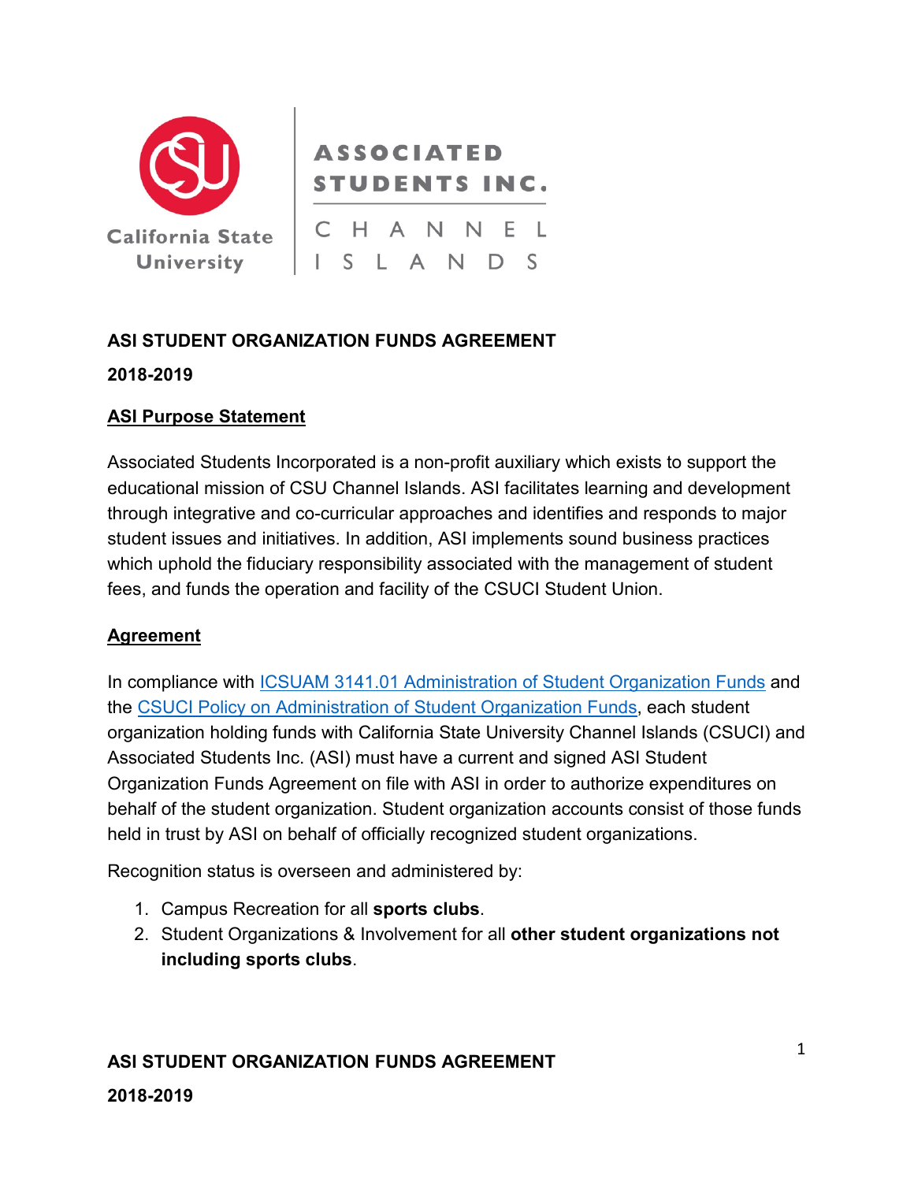# ASI STUDENT ORGANIZATION FUNDS AGREEMENT

**2018-2019**

## ASI Purpose Statement

Associated Students Incorporated is a non-profit auxiliary which exists to support the educational mission of CSU Channel Islands. ASI facilitates learning and development through integrative and co-curricular approaches and identifies and responds to major student issues and initiatives. In addition, ASI implements sound business practices which uphold the fiduciary responsibility associated with the management of student fees, and funds the operation and facility of the CSUCI Student Union.

## Agreement

In compliance with ICSUAM 3141.01 Administration of Student Organization Funds and the CSUCI Policy on Administration of Student Organization Funds, each student organization holding funds with California State University Channel Islands (CSUCI) and Associated Students Inc. (ASI) must have a current and signed ASI Student Organization Funds Agreement on file with ASI in order to authorize expenditures on behalf of the student organization. Student organization accounts consist of those funds held in trust by ASI on behalf of officially recognized student organizations.

Recognition status is overseen and administered by:

1. Campus Recreation for all **sports clubs**.
2. Student Organizations & Involvement for all **other student organizations not including sports clubs**.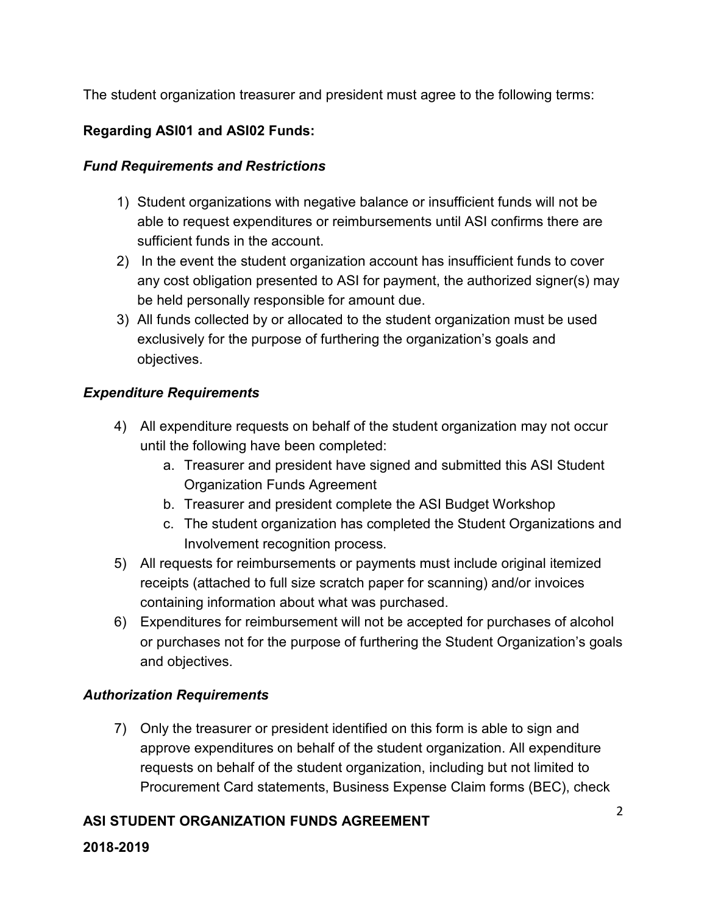The student organization treasurer and president must agree to the following terms:

**Regarding ASI01 and ASI02 Funds:**

***Fund Requirements and Restrictions***

1) Student organizations with negative balance or insufficient funds will not be able to request expenditures or reimbursements until ASI confirms there are sufficient funds in the account.
2) In the event the student organization account has insufficient funds to cover any cost obligation presented to ASI for payment, the authorized signer(s) may be held personally responsible for amount due.
3) All funds collected by or allocated to the student organization must be used exclusively for the purpose of furthering the organization's goals and objectives.

***Expenditure Requirements***

4) All expenditure requests on behalf of the student organization may not occur until the following have been completed:
   a. Treasurer and president have signed and submitted this ASI Student Organization Funds Agreement
   b. Treasurer and president complete the ASI Budget Workshop
   c. The student organization has completed the Student Organizations and Involvement recognition process.
5) All requests for reimbursements or payments must include original itemized receipts (attached to full size scratch paper for scanning) and/or invoices containing information about what was purchased.
6) Expenditures for reimbursement will not be accepted for purchases of alcohol or purchases not for the purpose of furthering the Student Organization's goals and objectives.

***Authorization Requirements***

7) Only the treasurer or president identified on this form is able to sign and approve expenditures on behalf of the student organization. All expenditure requests on behalf of the student organization, including but not limited to Procurement Card statements, Business Expense Claim forms (BEC), check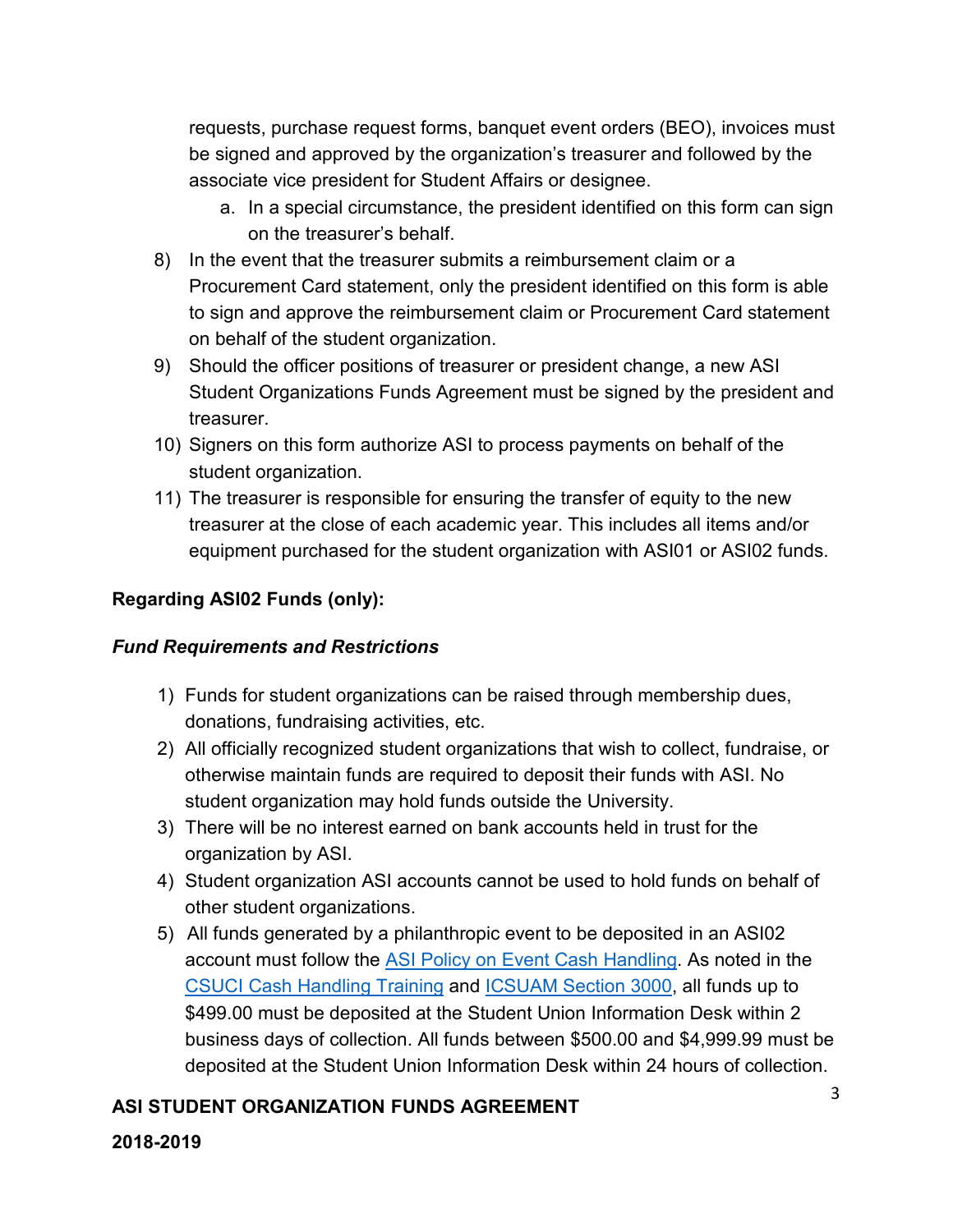requests, purchase request forms, banquet event orders (BEO), invoices must be signed and approved by the organization's treasurer and followed by the associate vice president for Student Affairs or designee.

   a. In a special circumstance, the president identified on this form can sign on the treasurer's behalf.

8) In the event that the treasurer submits a reimbursement claim or a Procurement Card statement, only the president identified on this form is able to sign and approve the reimbursement claim or Procurement Card statement on behalf of the student organization.
9) Should the officer positions of treasurer or president change, a new ASI Student Organizations Funds Agreement must be signed by the president and treasurer.
10) Signers on this form authorize ASI to process payments on behalf of the student organization.
11) The treasurer is responsible for ensuring the transfer of equity to the new treasurer at the close of each academic year. This includes all items and/or equipment purchased for the student organization with ASI01 or ASI02 funds.

**Regarding ASI02 Funds (only):**

***Fund Requirements and Restrictions***

1) Funds for student organizations can be raised through membership dues, donations, fundraising activities, etc.
2) All officially recognized student organizations that wish to collect, fundraise, or otherwise maintain funds are required to deposit their funds with ASI. No student organization may hold funds outside the University.
3) There will be no interest earned on bank accounts held in trust for the organization by ASI.
4) Student organization ASI accounts cannot be used to hold funds on behalf of other student organizations.
5) All funds generated by a philanthropic event to be deposited in an ASI02 account must follow the ASI Policy on Event Cash Handling. As noted in the CSUCI Cash Handling Training and ICSUAM Section 3000, all funds up to $499.00 must be deposited at the Student Union Information Desk within 2 business days of collection. All funds between $500.00 and $4,999.99 must be deposited at the Student Union Information Desk within 24 hours of collection.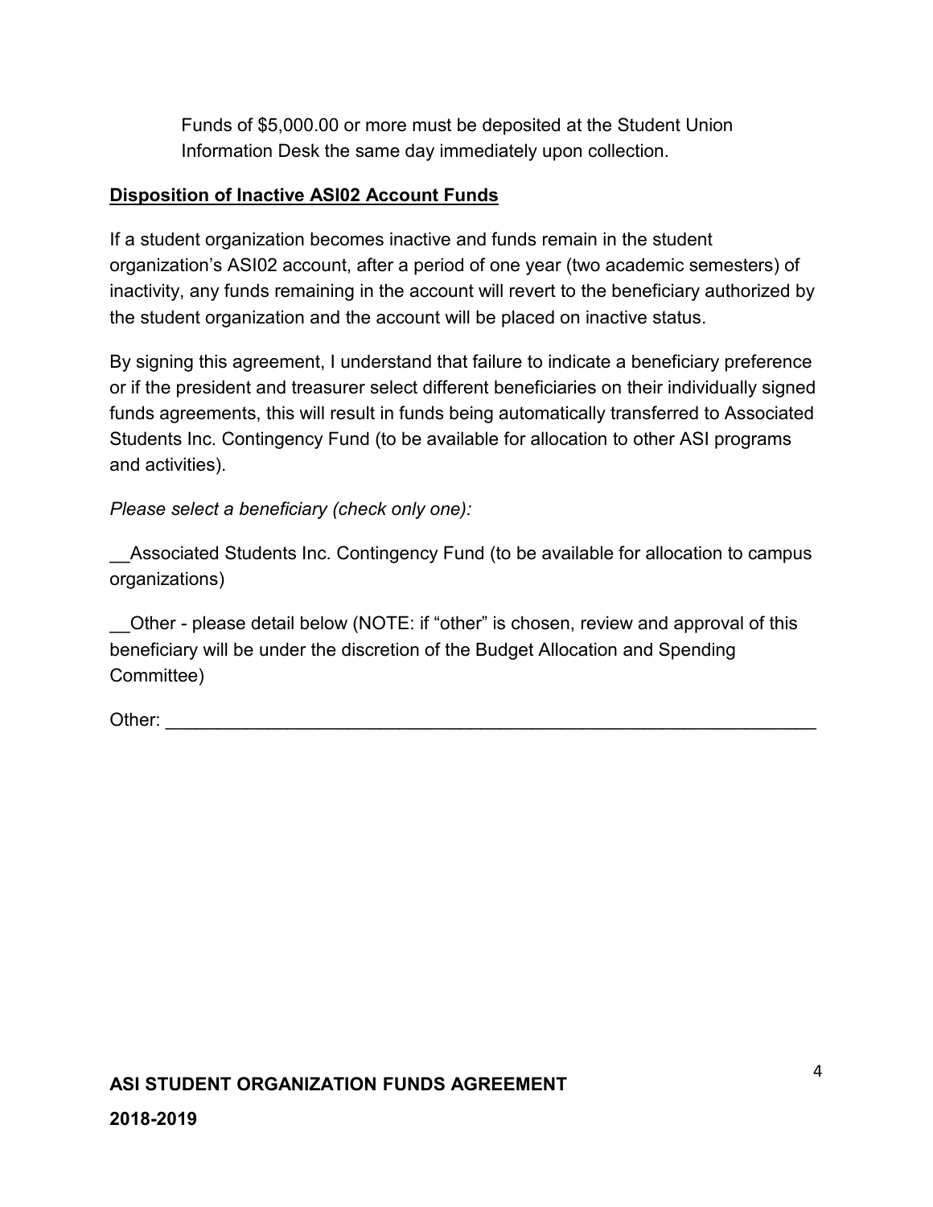Funds of $5,000.00 or more must be deposited at the Student Union Information Desk the same day immediately upon collection.

**<u>Disposition of Inactive ASI02 Account Funds</u>**

If a student organization becomes inactive and funds remain in the student organization's ASI02 account, after a period of one year (two academic semesters) of inactivity, any funds remaining in the account will revert to the beneficiary authorized by the student organization and the account will be placed on inactive status.

By signing this agreement, I understand that failure to indicate a beneficiary preference or if the president and treasurer select different beneficiaries on their individually signed funds agreements, this will result in funds being automatically transferred to Associated Students Inc. Contingency Fund (to be available for allocation to other ASI programs and activities).

*Please select a beneficiary (check only one):*

__Associated Students Inc. Contingency Fund (to be available for allocation to campus organizations)

__Other - please detail below (NOTE: if "other" is chosen, review and approval of this beneficiary will be under the discretion of the Budget Allocation and Spending Committee)

Other: ___________________________________________________________________

**ASI STUDENT ORGANIZATION FUNDS AGREEMENT**

**2018-2019**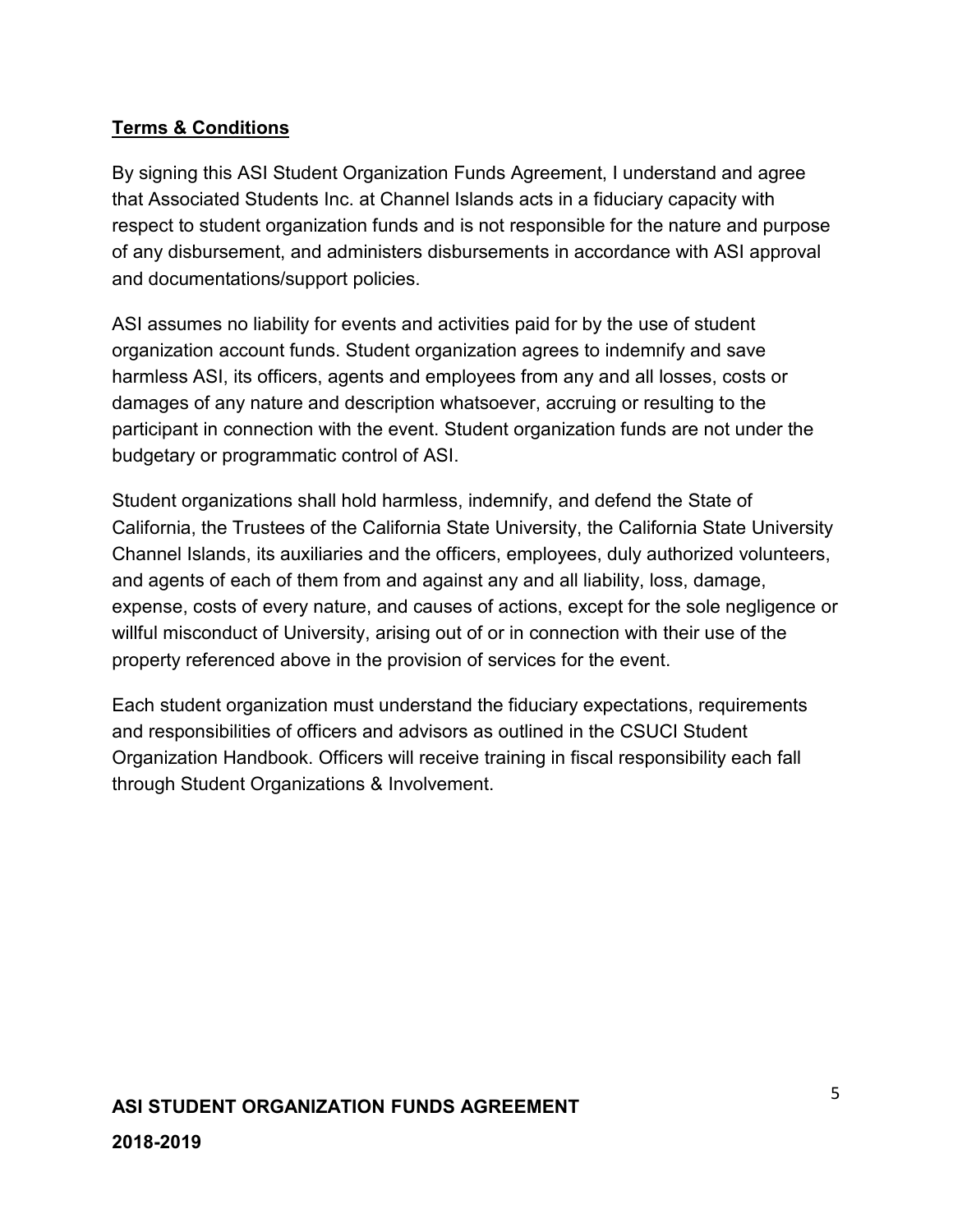**Terms & Conditions**

By signing this ASI Student Organization Funds Agreement, I understand and agree that Associated Students Inc. at Channel Islands acts in a fiduciary capacity with respect to student organization funds and is not responsible for the nature and purpose of any disbursement, and administers disbursements in accordance with ASI approval and documentations/support policies.

ASI assumes no liability for events and activities paid for by the use of student organization account funds. Student organization agrees to indemnify and save harmless ASI, its officers, agents and employees from any and all losses, costs or damages of any nature and description whatsoever, accruing or resulting to the participant in connection with the event. Student organization funds are not under the budgetary or programmatic control of ASI.

Student organizations shall hold harmless, indemnify, and defend the State of California, the Trustees of the California State University, the California State University Channel Islands, its auxiliaries and the officers, employees, duly authorized volunteers, and agents of each of them from and against any and all liability, loss, damage, expense, costs of every nature, and causes of actions, except for the sole negligence or willful misconduct of University, arising out of or in connection with their use of the property referenced above in the provision of services for the event.

Each student organization must understand the fiduciary expectations, requirements and responsibilities of officers and advisors as outlined in the CSUCI Student Organization Handbook. Officers will receive training in fiscal responsibility each fall through Student Organizations & Involvement.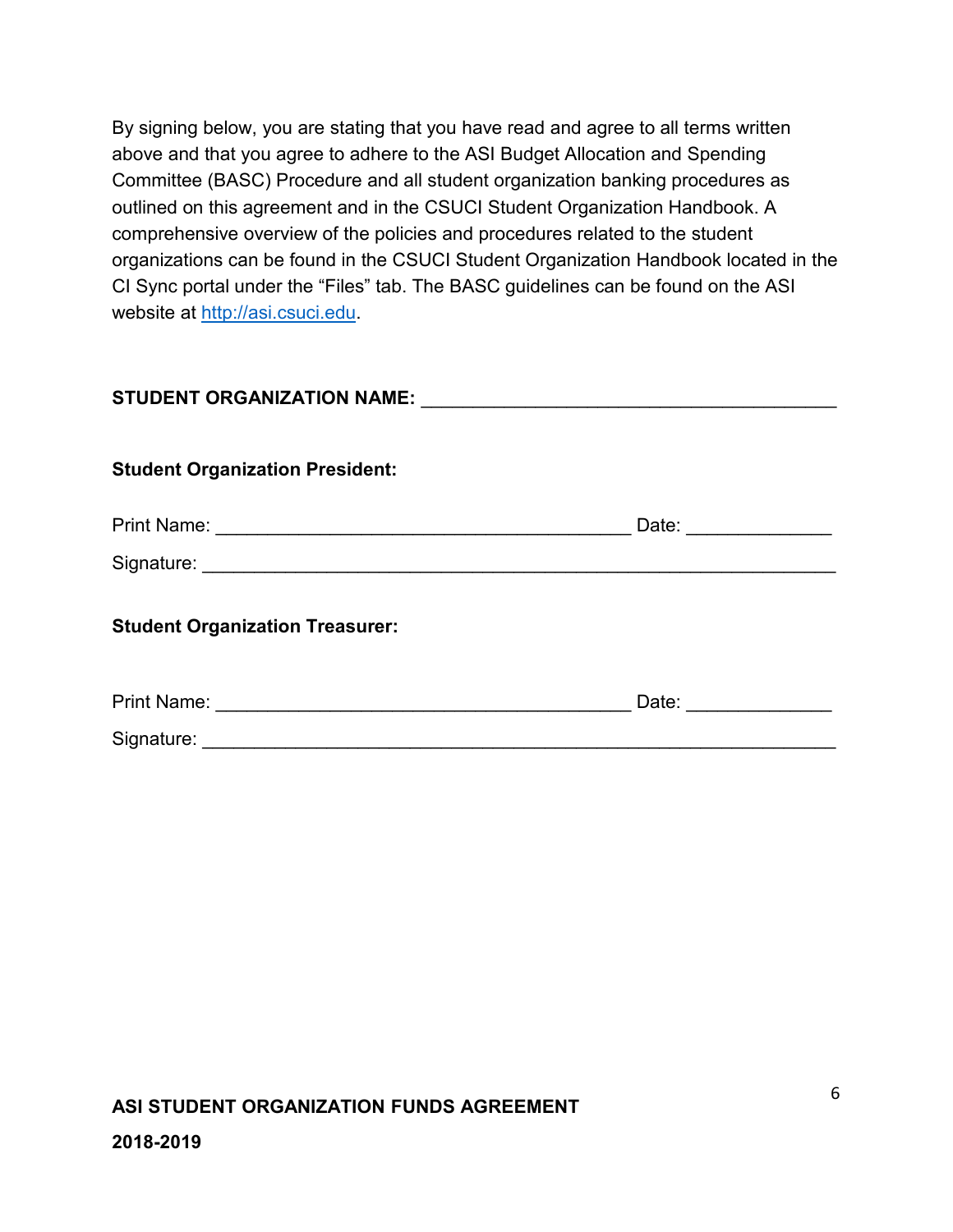By signing below, you are stating that you have read and agree to all terms written above and that you agree to adhere to the ASI Budget Allocation and Spending Committee (BASC) Procedure and all student organization banking procedures as outlined on this agreement and in the CSUCI Student Organization Handbook. A comprehensive overview of the policies and procedures related to the student organizations can be found in the CSUCI Student Organization Handbook located in the CI Sync portal under the “Files” tab. The BASC guidelines can be found on the ASI website at http://asi.csuci.edu.

**STUDENT ORGANIZATION NAME:** ________________________________________

**Student Organization President:**

Print Name: ________________________________________ Date: ______________

Signature: ______________________________________________________________

**Student Organization Treasurer:**

Print Name: ________________________________________ Date: ______________

Signature: ______________________________________________________________

**ASI STUDENT ORGANIZATION FUNDS AGREEMENT**

**2018-2019**